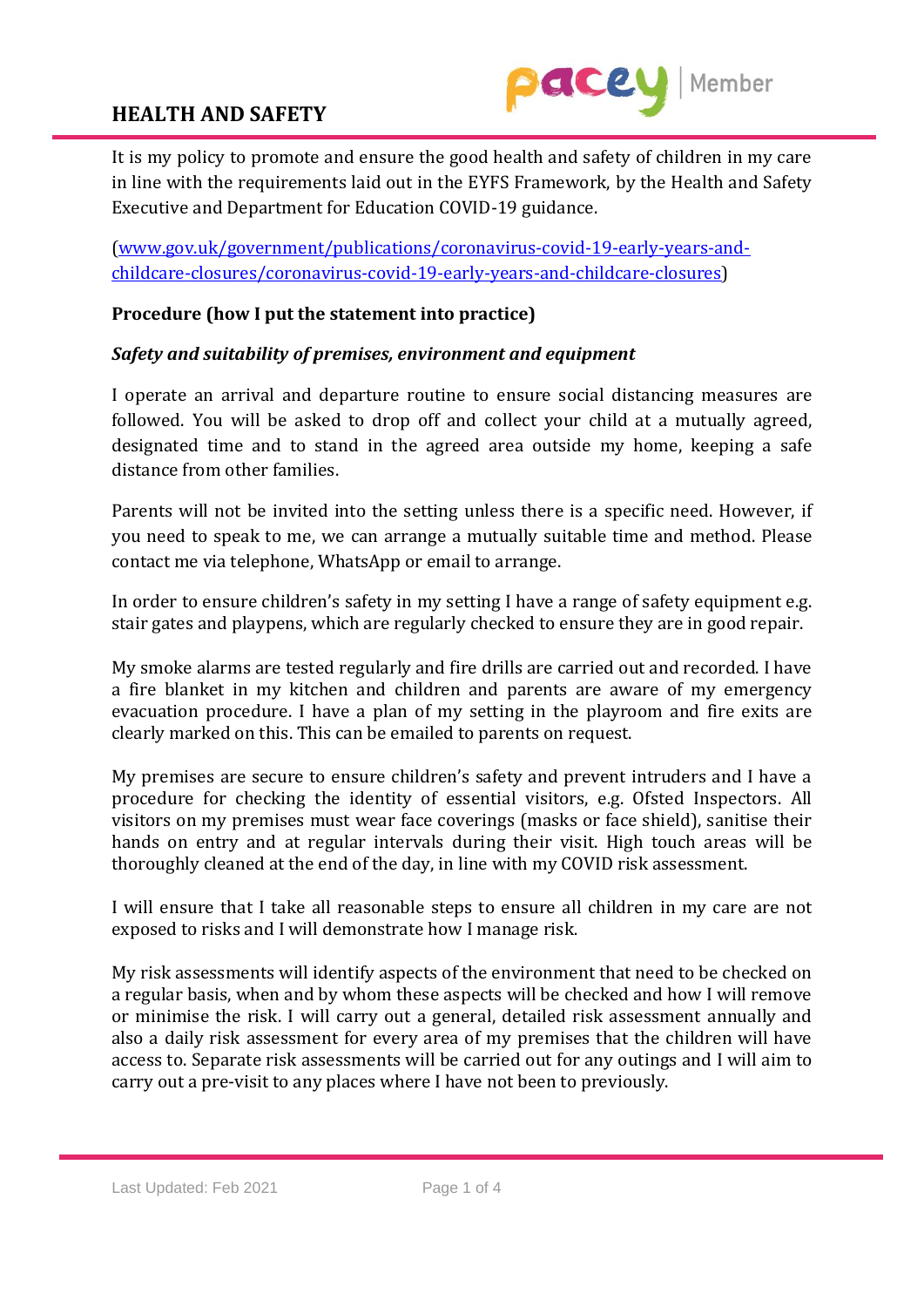# HEALTH AND SAFETY

It is my policy to promote and ensure the good health and safety of children in my care in line with the requirements laid out in the EYFS Framework, by the Health and Safety Executive and Department for Education COVID-19 guidance.

([www.gov.uk/government/publications/coronavirus-covid-19-early-years-and-childcare-closures/coronavirus-covid-19-early-years-and-childcare-closures](www.gov.uk/government/publications/coronavirus-covid-19-early-years-and-childcare-closures/coronavirus-covid-19-early-years-and-childcare-closures))

**Procedure (how I put the statement into practice)**

***Safety and suitability of premises, environment and equipment***

I operate an arrival and departure routine to ensure social distancing measures are followed. You will be asked to drop off and collect your child at a mutually agreed, designated time and to stand in the agreed area outside my home, keeping a safe distance from other families.

Parents will not be invited into the setting unless there is a specific need. However, if you need to speak to me, we can arrange a mutually suitable time and method. Please contact me via telephone, WhatsApp or email to arrange.

In order to ensure children's safety in my setting I have a range of safety equipment e.g. stair gates and playpens, which are regularly checked to ensure they are in good repair.

My smoke alarms are tested regularly and fire drills are carried out and recorded. I have a fire blanket in my kitchen and children and parents are aware of my emergency evacuation procedure. I have a plan of my setting in the playroom and fire exits are clearly marked on this. This can be emailed to parents on request.

My premises are secure to ensure children's safety and prevent intruders and I have a procedure for checking the identity of essential visitors, e.g. Ofsted Inspectors. All visitors on my premises must wear face coverings (masks or face shield), sanitise their hands on entry and at regular intervals during their visit. High touch areas will be thoroughly cleaned at the end of the day, in line with my COVID risk assessment.

I will ensure that I take all reasonable steps to ensure all children in my care are not exposed to risks and I will demonstrate how I manage risk.

My risk assessments will identify aspects of the environment that need to be checked on a regular basis, when and by whom these aspects will be checked and how I will remove or minimise the risk. I will carry out a general, detailed risk assessment annually and also a daily risk assessment for every area of my premises that the children will have access to. Separate risk assessments will be carried out for any outings and I will aim to carry out a pre-visit to any places where I have not been to previously.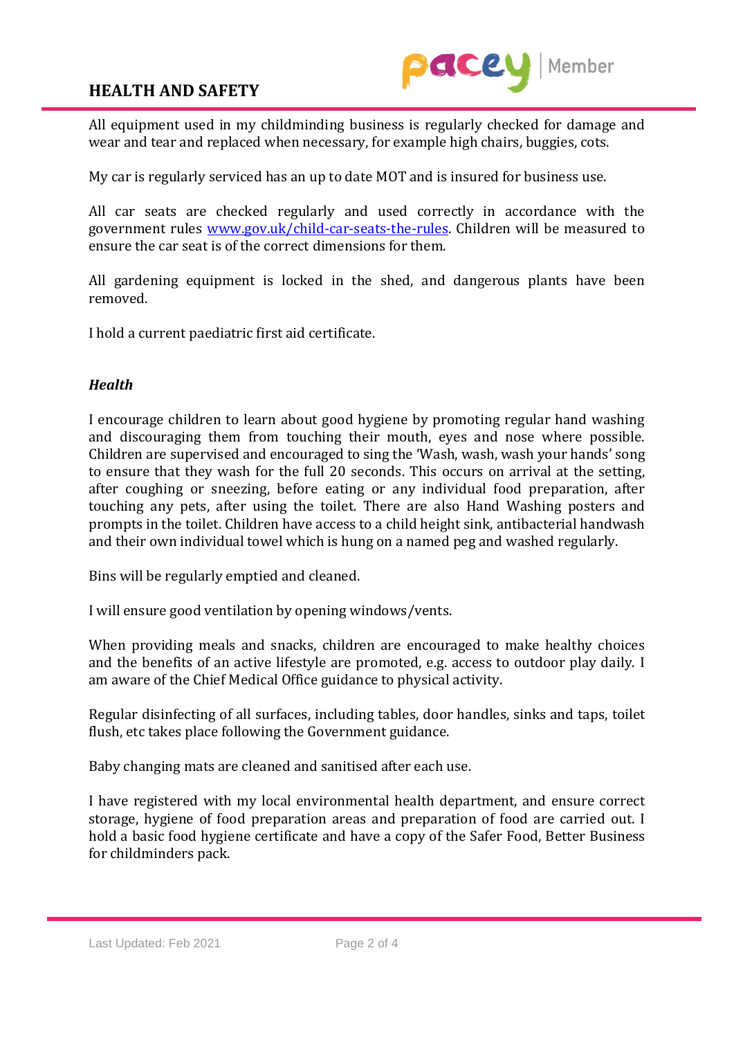All equipment used in my childminding business is regularly checked for damage and wear and tear and replaced when necessary, for example high chairs, buggies, cots.

My car is regularly serviced has an up to date MOT and is insured for business use.

All car seats are checked regularly and used correctly in accordance with the government rules [www.gov.uk/child-car-seats-the-rules](http://www.gov.uk/child-car-seats-the-rules). Children will be measured to ensure the car seat is of the correct dimensions for them.

All gardening equipment is locked in the shed, and dangerous plants have been removed.

I hold a current paediatric first aid certificate.

### *Health*

I encourage children to learn about good hygiene by promoting regular hand washing and discouraging them from touching their mouth, eyes and nose where possible. Children are supervised and encouraged to sing the 'Wash, wash, wash your hands' song to ensure that they wash for the full 20 seconds. This occurs on arrival at the setting, after coughing or sneezing, before eating or any individual food preparation, after touching any pets, after using the toilet. There are also Hand Washing posters and prompts in the toilet. Children have access to a child height sink, antibacterial handwash and their own individual towel which is hung on a named peg and washed regularly.

Bins will be regularly emptied and cleaned.

I will ensure good ventilation by opening windows/vents.

When providing meals and snacks, children are encouraged to make healthy choices and the benefits of an active lifestyle are promoted, e.g. access to outdoor play daily. I am aware of the Chief Medical Office guidance to physical activity.

Regular disinfecting of all surfaces, including tables, door handles, sinks and taps, toilet flush, etc takes place following the Government guidance.

Baby changing mats are cleaned and sanitised after each use.

I have registered with my local environmental health department, and ensure correct storage, hygiene of food preparation areas and preparation of food are carried out. I hold a basic food hygiene certificate and have a copy of the Safer Food, Better Business for childminders pack.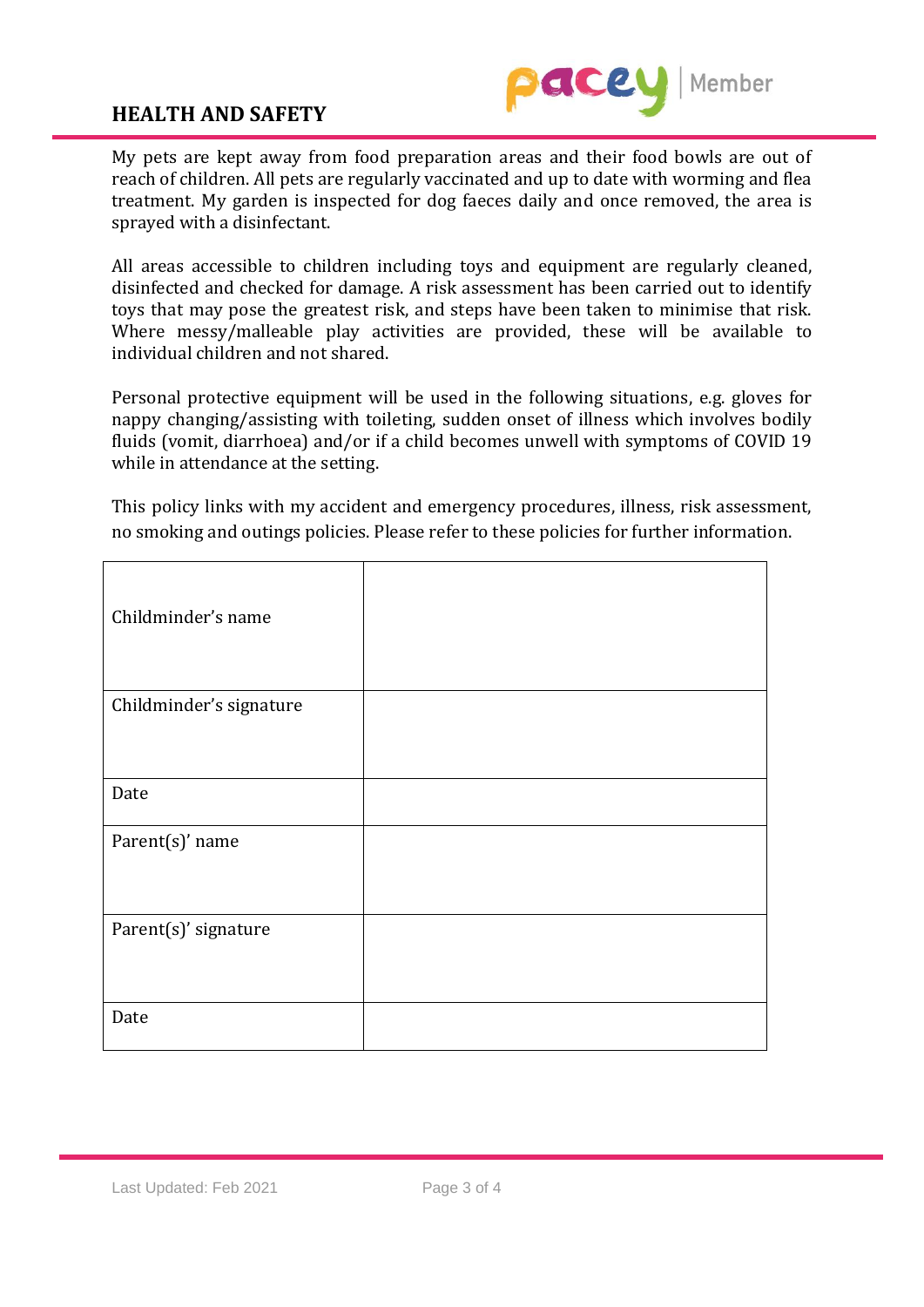My pets are kept away from food preparation areas and their food bowls are out of reach of children. All pets are regularly vaccinated and up to date with worming and flea treatment. My garden is inspected for dog faeces daily and once removed, the area is sprayed with a disinfectant.

All areas accessible to children including toys and equipment are regularly cleaned, disinfected and checked for damage. A risk assessment has been carried out to identify toys that may pose the greatest risk, and steps have been taken to minimise that risk. Where messy/malleable play activities are provided, these will be available to individual children and not shared.

Personal protective equipment will be used in the following situations, e.g. gloves for nappy changing/assisting with toileting, sudden onset of illness which involves bodily fluids (vomit, diarrhoea) and/or if a child becomes unwell with symptoms of COVID 19 while in attendance at the setting.

This policy links with my accident and emergency procedures, illness, risk assessment, no smoking and outings policies. Please refer to these policies for further information.

| | |
|---|---|
| Childminder's name | |
| Childminder's signature | |
| Date | |
| Parent(s)' name | |
| Parent(s)' signature | |
| Date | |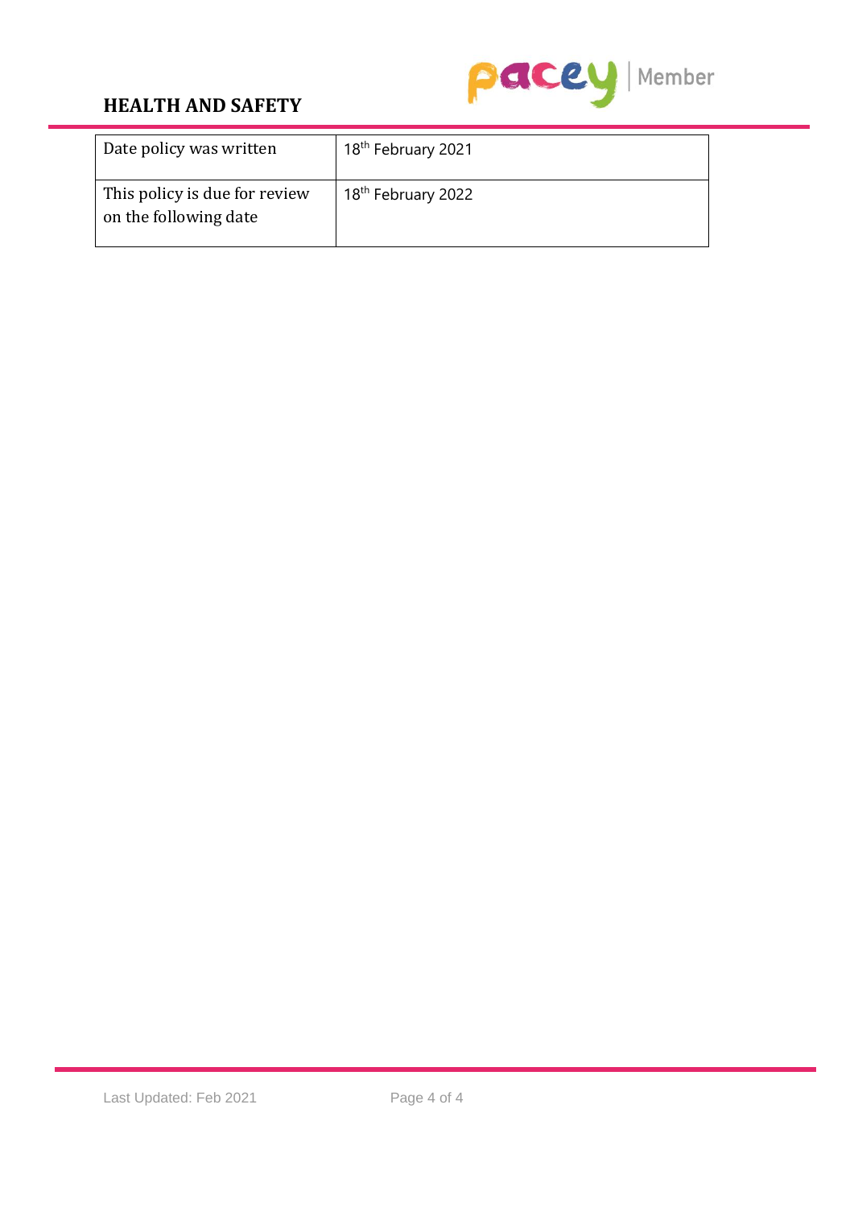| | |
|---|---|
| Date policy was written | 18th February 2021 |
| This policy is due for review on the following date | 18th February 2022 |